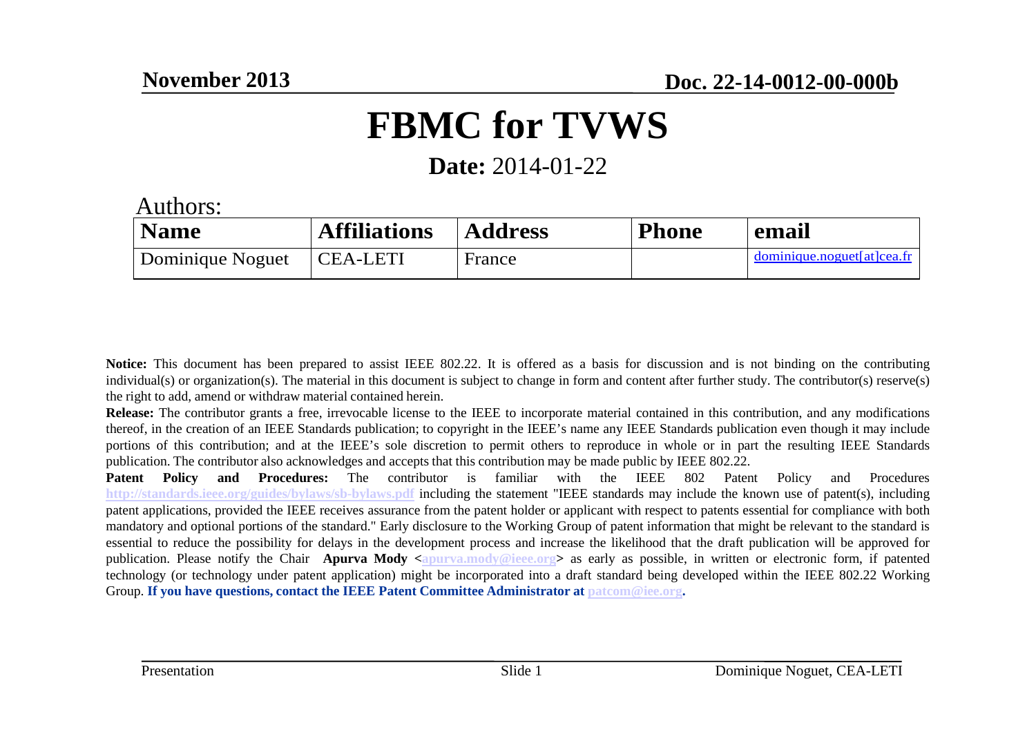# FBMC for TVWS

**Date:** 2014-01-22

Authors:

| Name | Affiliations | Address | Phone | email |
| --- | --- | --- | --- | --- |
| Dominique Noguet | CEA-LETI | France | | dominique.noguet[at]cea.fr |

**Notice:** This document has been prepared to assist IEEE 802.22. It is offered as a basis for discussion and is not binding on the contributing individual(s) or organization(s). The material in this document is subject to change in form and content after further study. The contributor(s) reserve(s) the right to add, amend or withdraw material contained herein.

**Release:** The contributor grants a free, irrevocable license to the IEEE to incorporate material contained in this contribution, and any modifications thereof, in the creation of an IEEE Standards publication; to copyright in the IEEE's name any IEEE Standards publication even though it may include portions of this contribution; and at the IEEE's sole discretion to permit others to reproduce in whole or in part the resulting IEEE Standards publication. The contributor also acknowledges and accepts that this contribution may be made public by IEEE 802.22.

**Patent Policy and Procedures:** The contributor is familiar with the IEEE 802 Patent Policy and Procedures http://standards.ieee.org/guides/bylaws/sb-bylaws.pdf including the statement "IEEE standards may include the known use of patent(s), including patent applications, provided the IEEE receives assurance from the patent holder or applicant with respect to patents essential for compliance with both mandatory and optional portions of the standard." Early disclosure to the Working Group of patent information that might be relevant to the standard is essential to reduce the possibility for delays in the development process and increase the likelihood that the draft publication will be approved for publication. Please notify the Chair **Apurva Mody** <apurva.mody@ieee.org> as early as possible, in written or electronic form, if patented technology (or technology under patent application) might be incorporated into a draft standard being developed within the IEEE 802.22 Working Group. **If you have questions, contact the IEEE Patent Committee Administrator at patcom@iee.org.**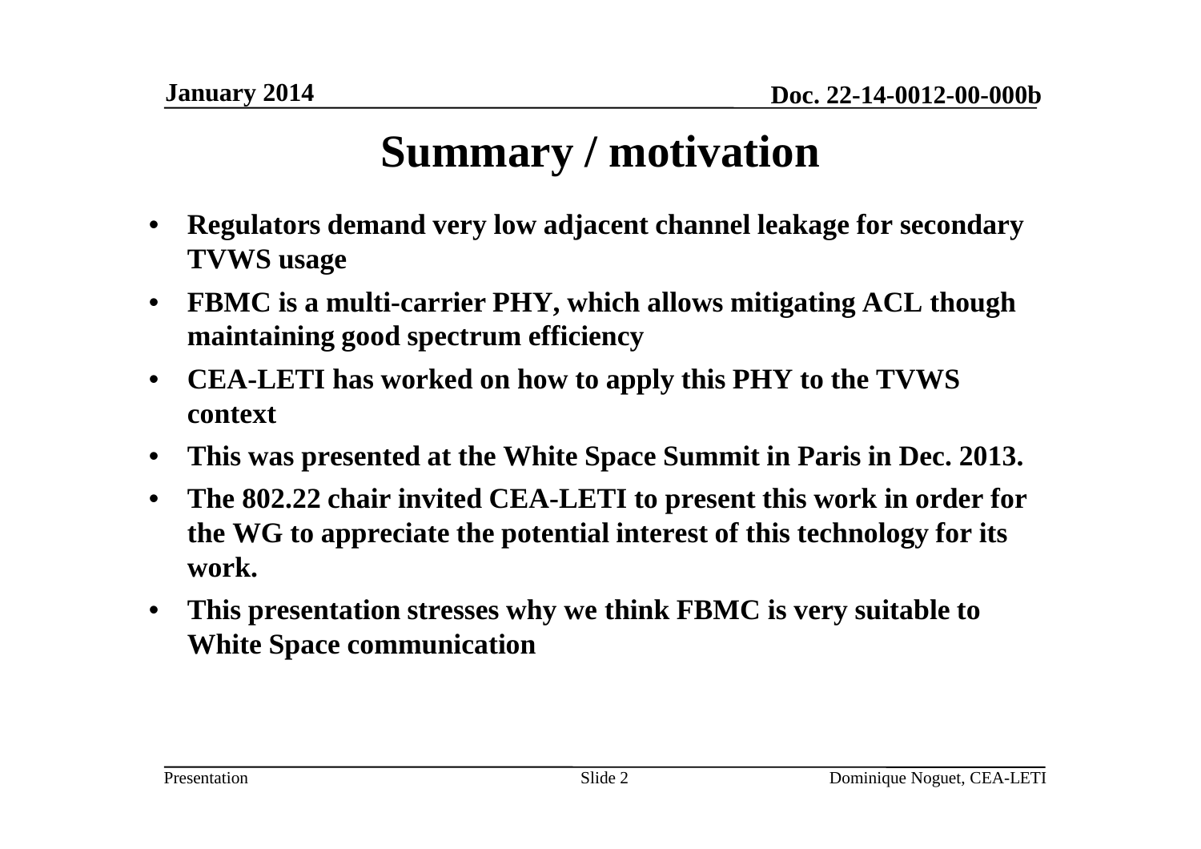# Summary / motivation

- **Regulators demand very low adjacent channel leakage for secondary TVWS usage**
- **FBMC is a multi-carrier PHY, which allows mitigating ACL though maintaining good spectrum efficiency**
- **CEA-LETI has worked on how to apply this PHY to the TVWS context**
- **This was presented at the White Space Summit in Paris in Dec. 2013.**
- **The 802.22 chair invited CEA-LETI to present this work in order for the WG to appreciate the potential interest of this technology for its work.**
- **This presentation stresses why we think FBMC is very suitable to White Space communication**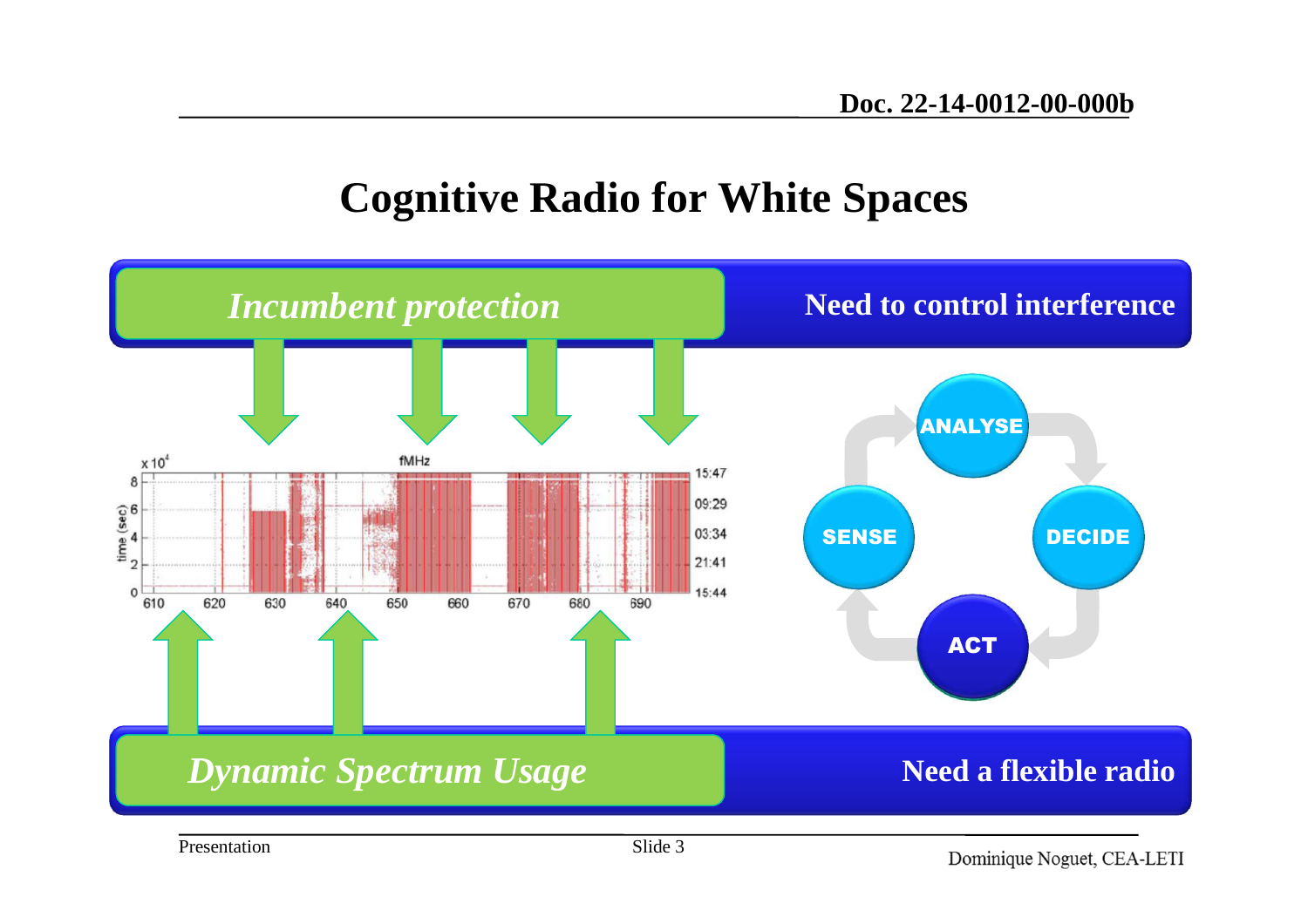# Cognitive Radio for White Spaces

*Incumbent protection*

**Need to control interference**

ANALYSE

SENSE

DECIDE

ACT

*Dynamic Spectrum Usage*

**Need a flexible radio**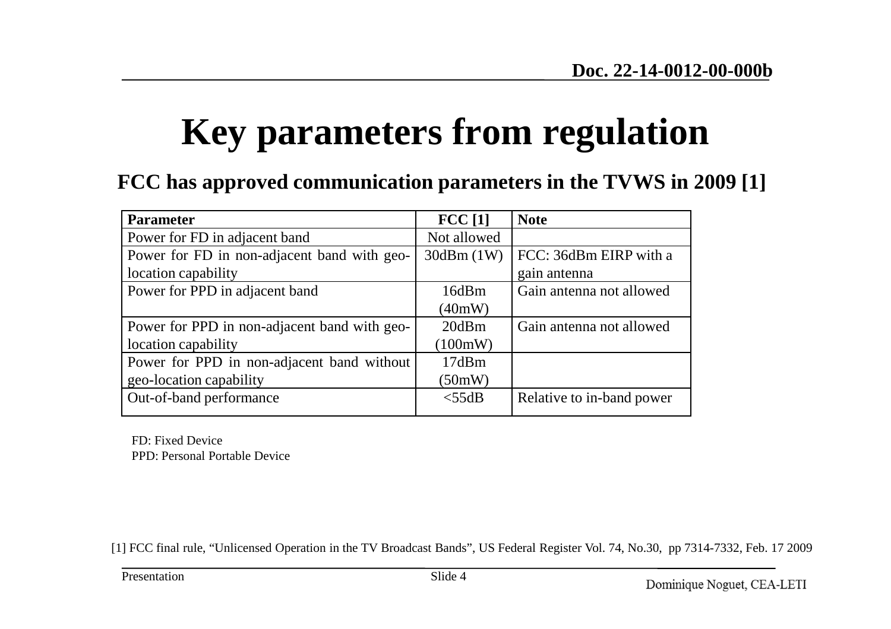# Key parameters from regulation

**FCC has approved communication parameters in the TVWS in 2009 [1]**

| Parameter | FCC [1] | Note |
|---|---|---|
| Power for FD in adjacent band | Not allowed | |
| Power for FD in non-adjacent band with geo-location capability | 30dBm (1W) | FCC: 36dBm EIRP with a gain antenna |
| Power for PPD in adjacent band | 16dBm (40mW) | Gain antenna not allowed |
| Power for PPD in non-adjacent band with geo-location capability | 20dBm (100mW) | Gain antenna not allowed |
| Power for PPD in non-adjacent band without geo-location capability | 17dBm (50mW) | |
| Out-of-band performance | <55dB | Relative to in-band power |

FD: Fixed Device
PPD: Personal Portable Device

[1] FCC final rule, "Unlicensed Operation in the TV Broadcast Bands", US Federal Register Vol. 74, No.30, pp 7314-7332, Feb. 17 2009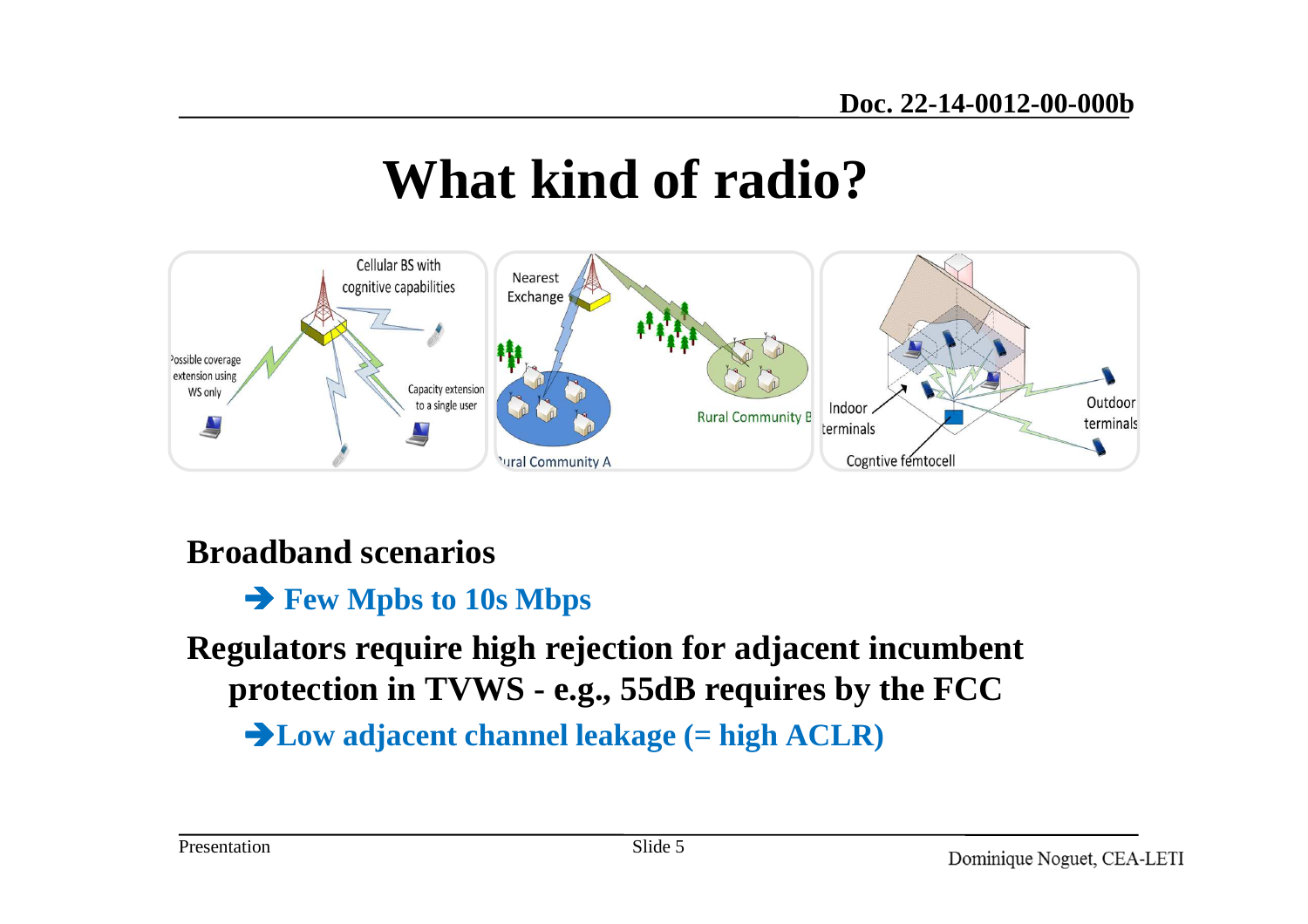# What kind of radio?

**Broadband scenarios**

- ➔ **Few Mpbs to 10s Mbps**

**Regulators require high rejection for adjacent incumbent protection in TVWS - e.g., 55dB requires by the FCC**

- ➔ **Low adjacent channel leakage (= high ACLR)**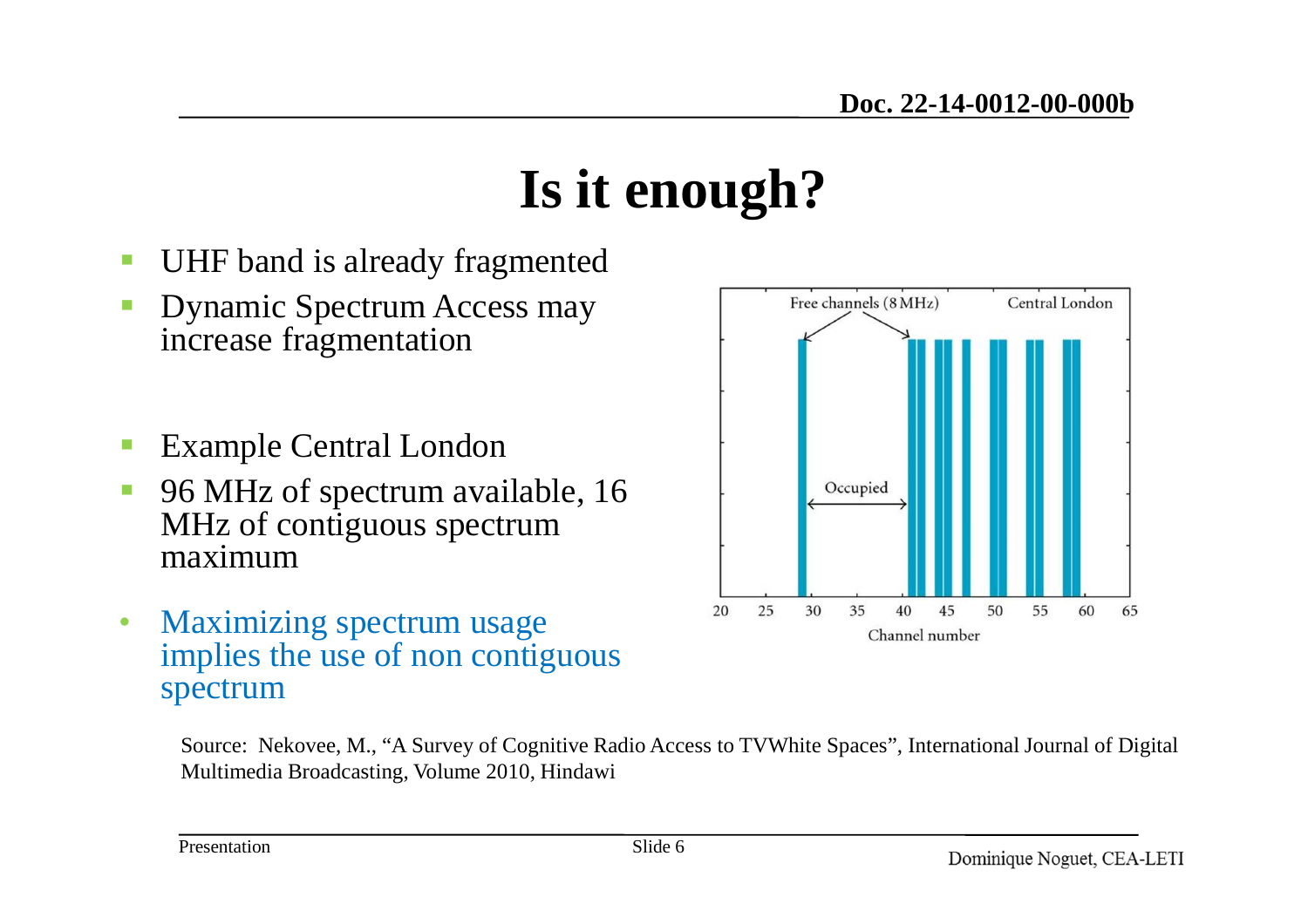# Is it enough?

- UHF band is already fragmented
- Dynamic Spectrum Access may increase fragmentation
- Example Central London
- 96 MHz of spectrum available, 16 MHz of contiguous spectrum maximum
- Maximizing spectrum usage implies the use of non contiguous spectrum

Free channels (8 MHz) — Central London — Occupied — Channel number

Source: Nekovee, M., "A Survey of Cognitive Radio Access to TVWhite Spaces", International Journal of Digital Multimedia Broadcasting, Volume 2010, Hindawi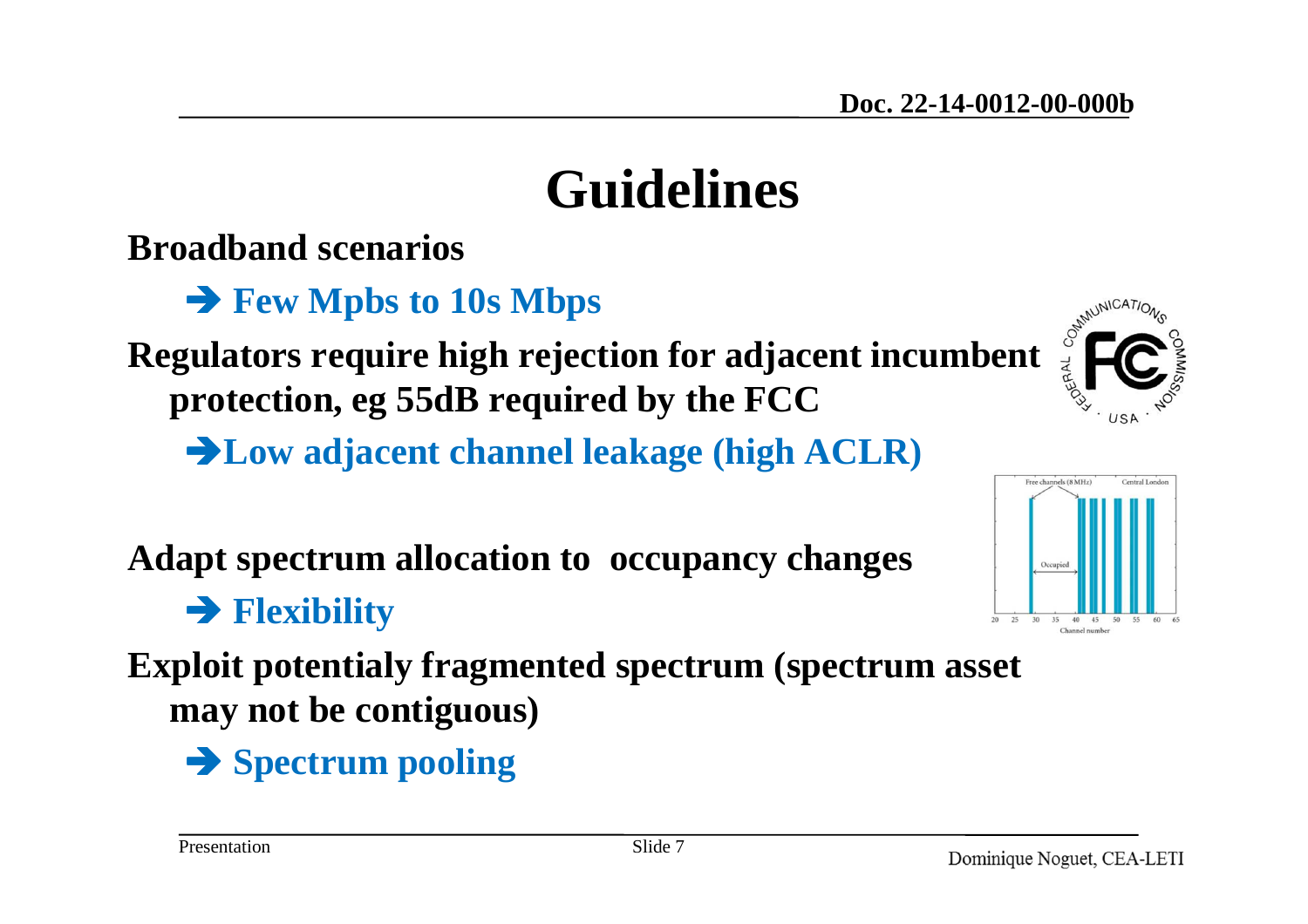# Guidelines

**Broadband scenarios**

- ➔ **Few Mpbs to 10s Mbps**

**Regulators require high rejection for adjacent incumbent protection, eg 55dB required by the FCC**

- ➔ **Low adjacent channel leakage (high ACLR)**

**Adapt spectrum allocation to occupancy changes**

- ➔ **Flexibility**

**Exploit potentialy fragmented spectrum (spectrum asset may not be contiguous)**

- ➔ **Spectrum pooling**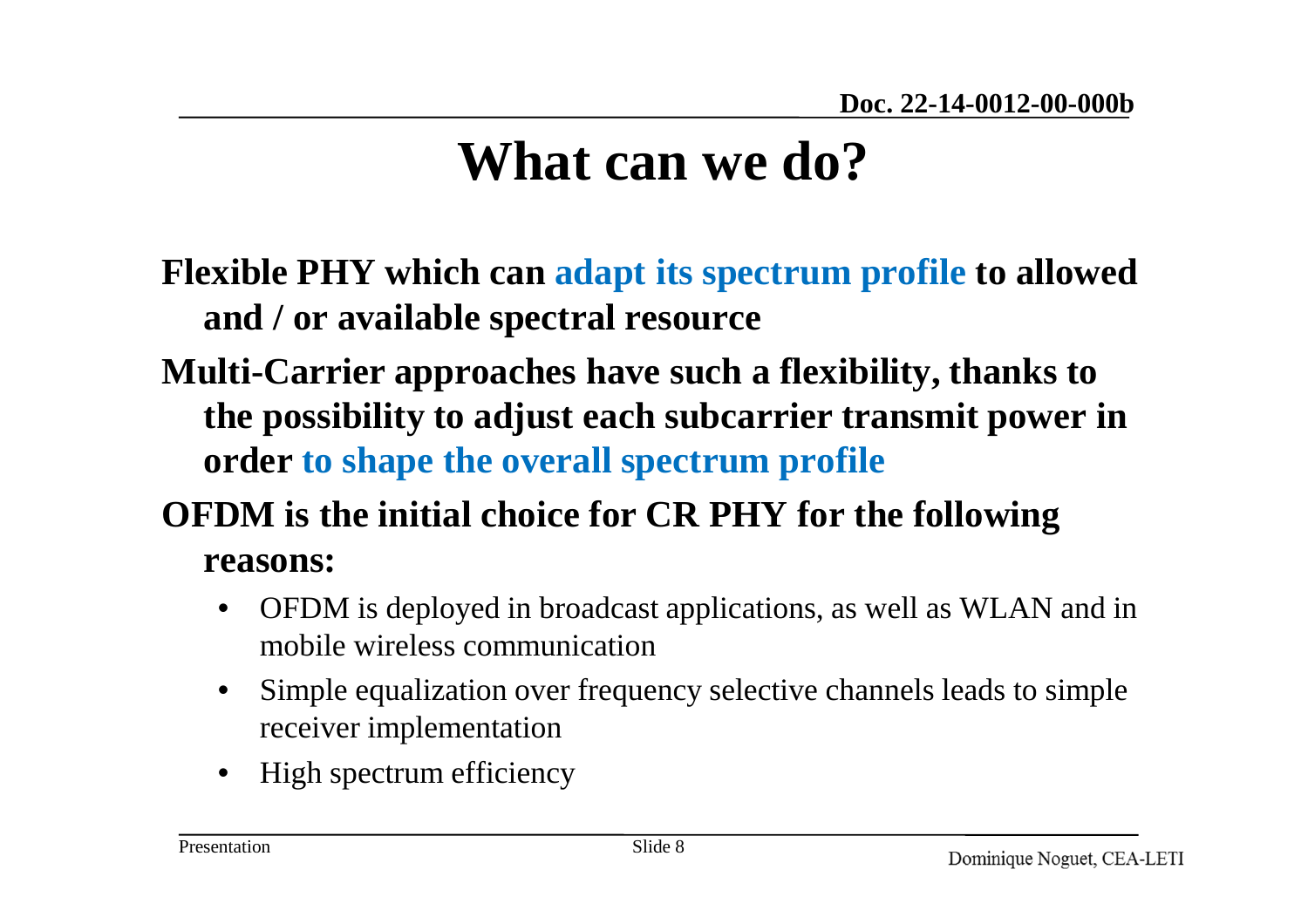# What can we do?

**Flexible PHY which can adapt its spectrum profile to allowed and / or available spectral resource**

**Multi-Carrier approaches have such a flexibility, thanks to the possibility to adjust each subcarrier transmit power in order to shape the overall spectrum profile**

**OFDM is the initial choice for CR PHY for the following reasons:**

- OFDM is deployed in broadcast applications, as well as WLAN and in mobile wireless communication
- Simple equalization over frequency selective channels leads to simple receiver implementation
- High spectrum efficiency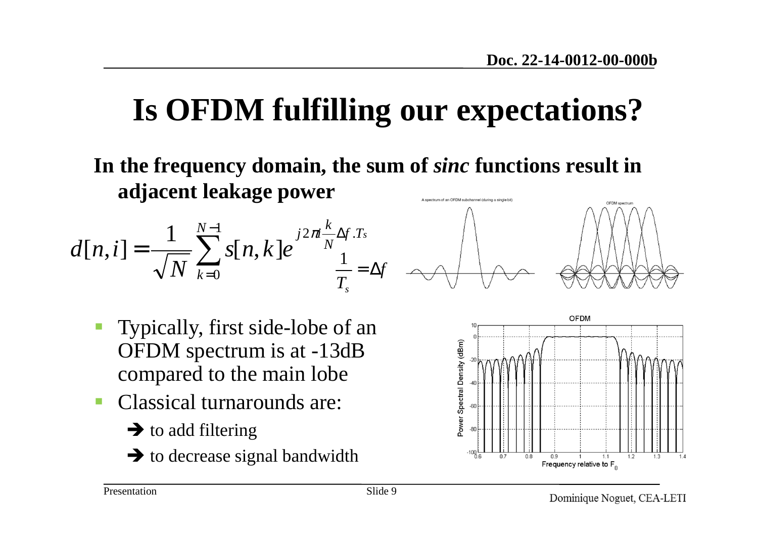# Is OFDM fulfilling our expectations?

**In the frequency domain, the sum of *sinc* functions result in adjacent leakage power**

$$d[n,i] = \frac{1}{\sqrt{N}} \sum_{k=0}^{N-1} s[n,k] e^{j2\pi i \frac{k}{N} \Delta f . T_s} \quad \frac{1}{T_s} = \Delta f$$

- Typically, first side-lobe of an OFDM spectrum is at -13dB compared to the main lobe
- Classical turnarounds are:
  - ➔ to add filtering
  - ➔ to decrease signal bandwidth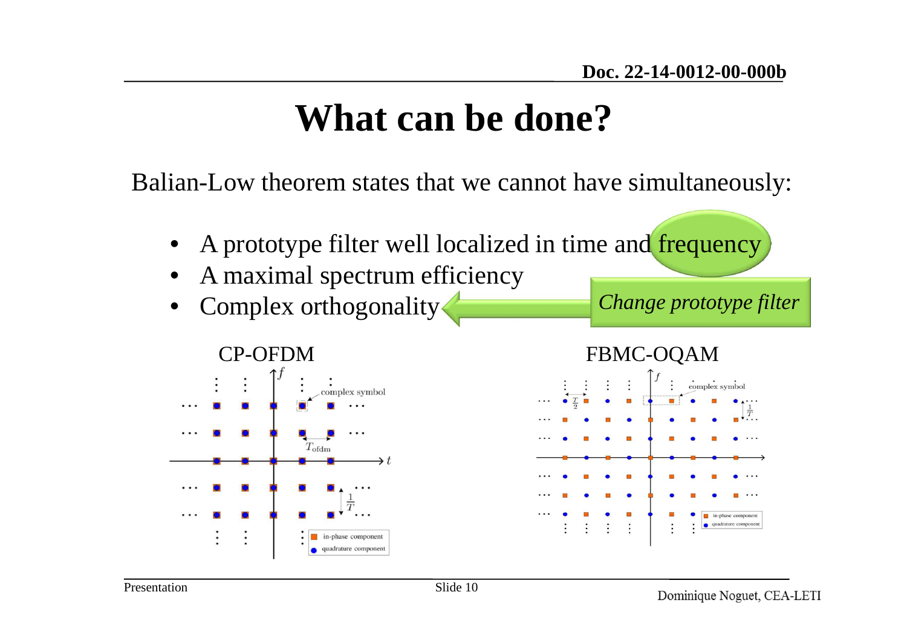# What can be done?

Balian-Low theorem states that we cannot have simultaneously:

- A prototype filter well localized in time and frequency
- A maximal spectrum efficiency
- Complex orthogonality

*Change prototype filter*

CP-OFDM

FBMC-OQAM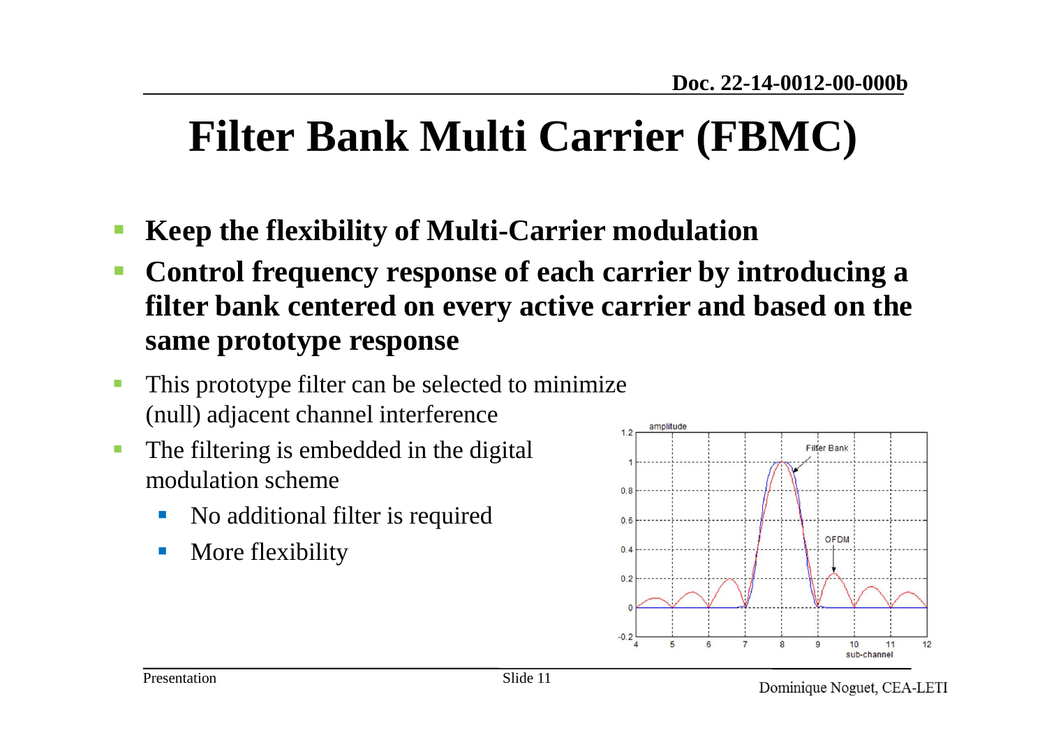# Filter Bank Multi Carrier (FBMC)

- **Keep the flexibility of Multi-Carrier modulation**
- **Control frequency response of each carrier by introducing a filter bank centered on every active carrier and based on the same prototype response**
- This prototype filter can be selected to minimize (null) adjacent channel interference
- The filtering is embedded in the digital modulation scheme
  - No additional filter is required
  - More flexibility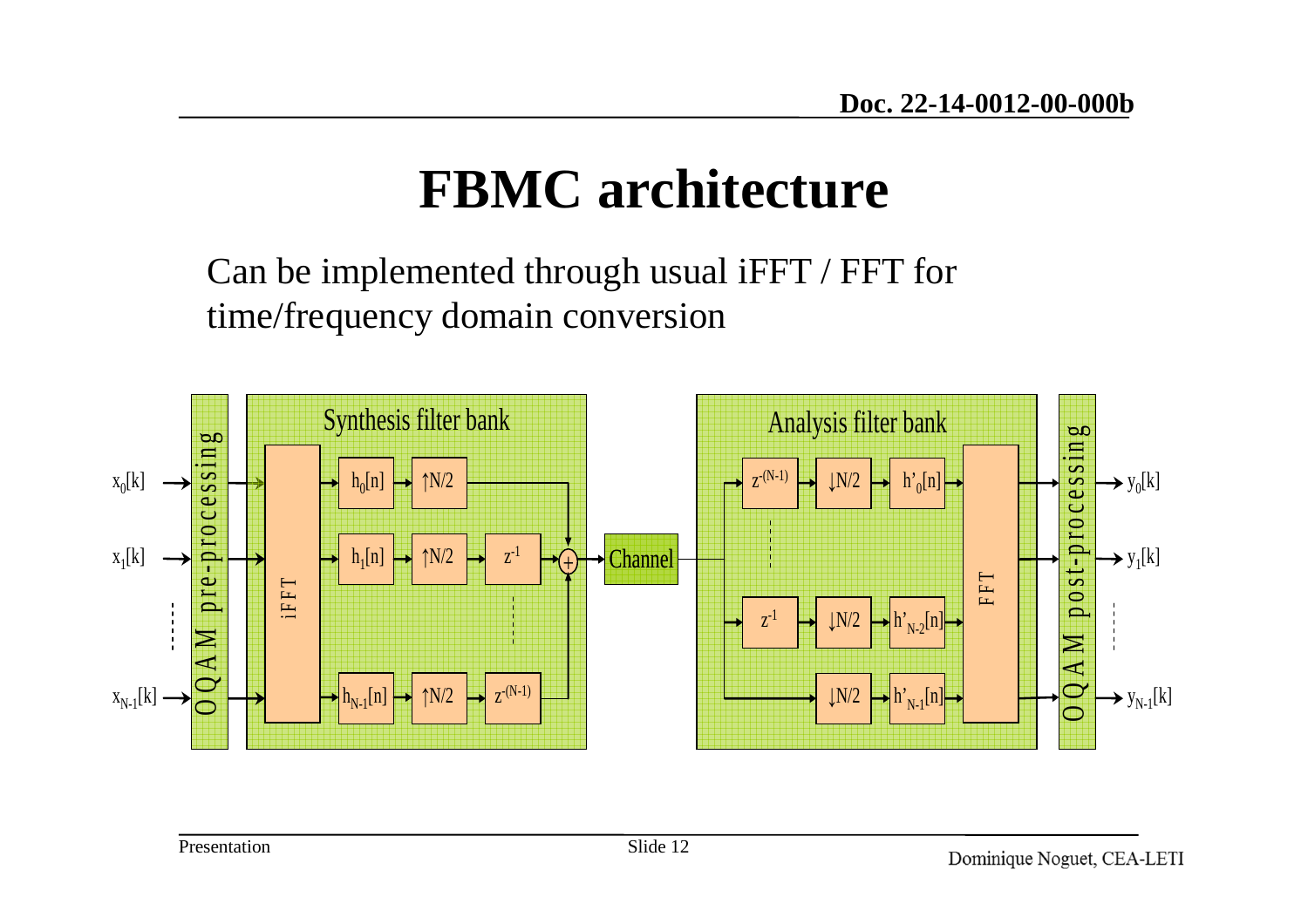# FBMC architecture

Can be implemented through usual iFFT / FFT for time/frequency domain conversion

Synthesis filter bank

Analysis filter bank

$x_0[k]$, $x_1[k]$, $x_{N-1}[k]$

OQAM pre-processing

iFFT

$h_0[n]$, $h_1[n]$, $h_{N-1}[n]$

↑N/2

$z^{-1}$, $z^{-(N-1)}$

Channel

$z^{-(N-1)}$, $z^{-1}$

↓N/2

$h'_0[n]$, $h'_{N-2}[n]$, $h'_{N-1}[n]$

FFT

OQAM post-processing

$y_0[k]$, $y_1[k]$, $y_{N-1}[k]$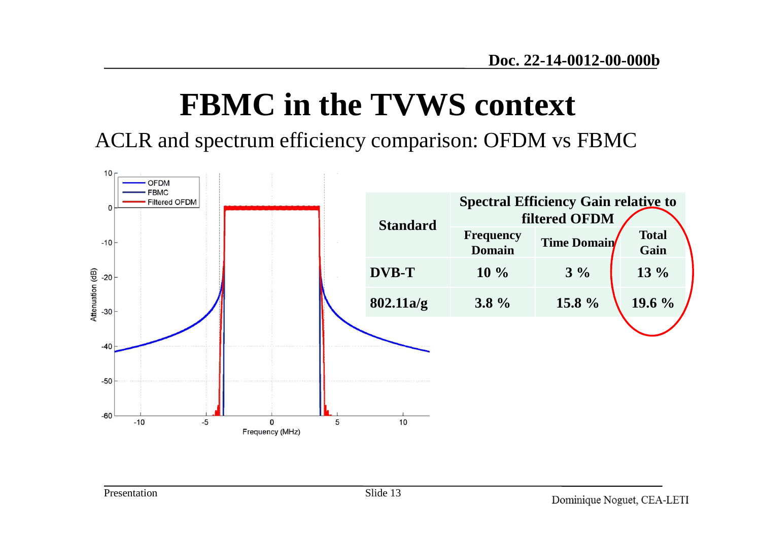# FBMC in the TVWS context

## ACLR and spectrum efficiency comparison: OFDM vs FBMC

| Standard | Spectral Efficiency Gain relative to filtered OFDM | | |
| --- | --- | --- | --- |
| | Frequency Domain | Time Domain | Total Gain |
| DVB-T | 10 % | 3 % | 13 % |
| 802.11a/g | 3.8 % | 15.8 % | 19.6 % |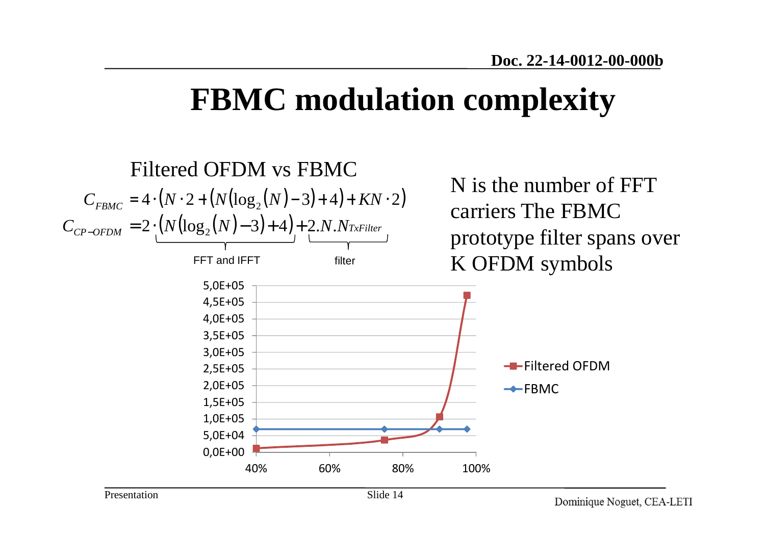# FBMC modulation complexity

Filtered OFDM vs FBMC

$$C_{FBMC} = 4 \cdot \left(N \cdot 2 + \left(N\left(\log_2(N) - 3\right) + 4\right) + KN \cdot 2\right)$$

$$C_{CP-OFDM} = 2 \cdot \underbrace{\left(N\left(\log_2(N) - 3\right) + 4\right)}_{\text{FFT and IFFT}} + \underbrace{2.N.N_{TxFilter}}_{\text{filter}}$$

N is the number of FFT carriers The FBMC prototype filter spans over K OFDM symbols

Chart (y-axis from 0,0E+00 to 5,0E+05; x-axis 40%, 60%, 80%, 100%):

- Filtered OFDM
- FBMC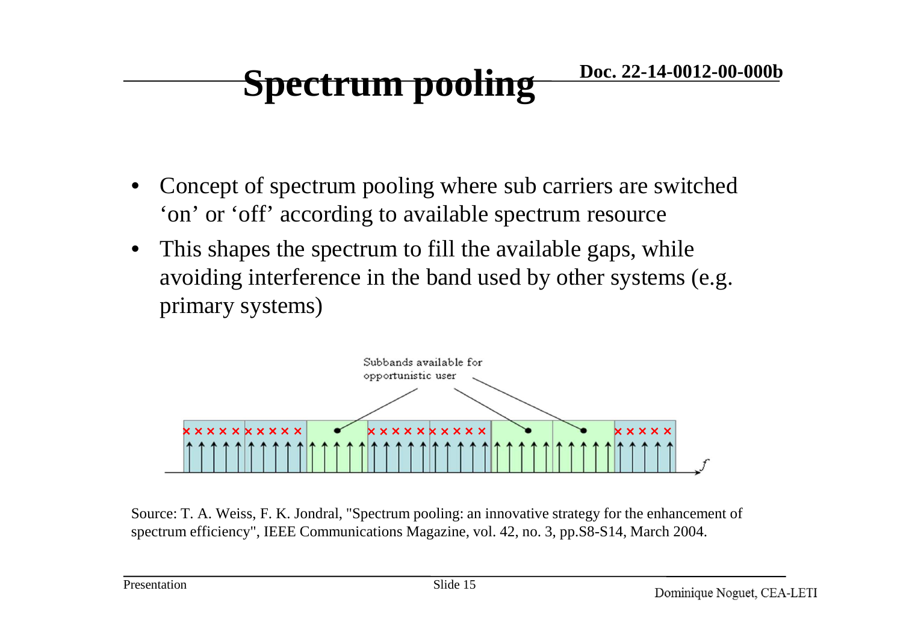# Spectrum pooling

- Concept of spectrum pooling where sub carriers are switched 'on' or 'off' according to available spectrum resource
- This shapes the spectrum to fill the available gaps, while avoiding interference in the band used by other systems (e.g. primary systems)

Subbands available for opportunistic user

Source: T. A. Weiss, F. K. Jondral, "Spectrum pooling: an innovative strategy for the enhancement of spectrum efficiency", IEEE Communications Magazine, vol. 42, no. 3, pp.S8-S14, March 2004.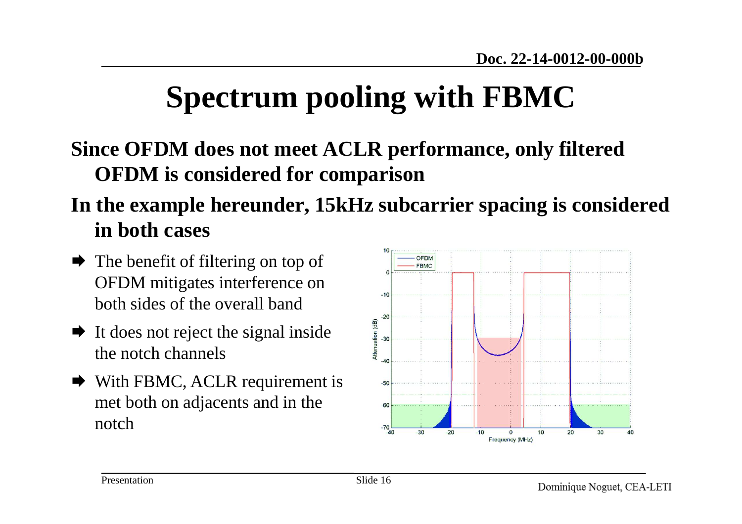# Spectrum pooling with FBMC

- **Since OFDM does not meet ACLR performance, only filtered OFDM is considered for comparison**
- **In the example hereunder, 15kHz subcarrier spacing is considered in both cases**
  - The benefit of filtering on top of OFDM mitigates interference on both sides of the overall band
  - It does not reject the signal inside the notch channels
  - With FBMC, ACLR requirement is met both on adjacents and in the notch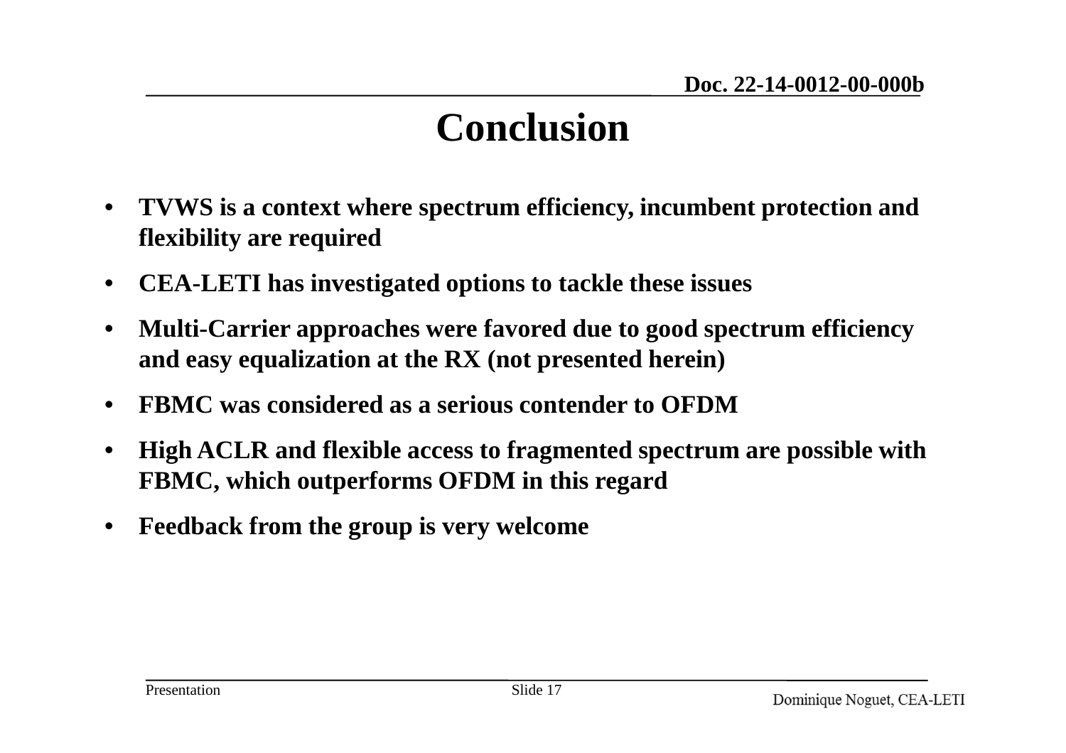# Conclusion

- **TVWS is a context where spectrum efficiency, incumbent protection and flexibility are required**
- **CEA-LETI has investigated options to tackle these issues**
- **Multi-Carrier approaches were favored due to good spectrum efficiency and easy equalization at the RX (not presented herein)**
- **FBMC was considered as a serious contender to OFDM**
- **High ACLR and flexible access to fragmented spectrum are possible with FBMC, which outperforms OFDM in this regard**
- **Feedback from the group is very welcome**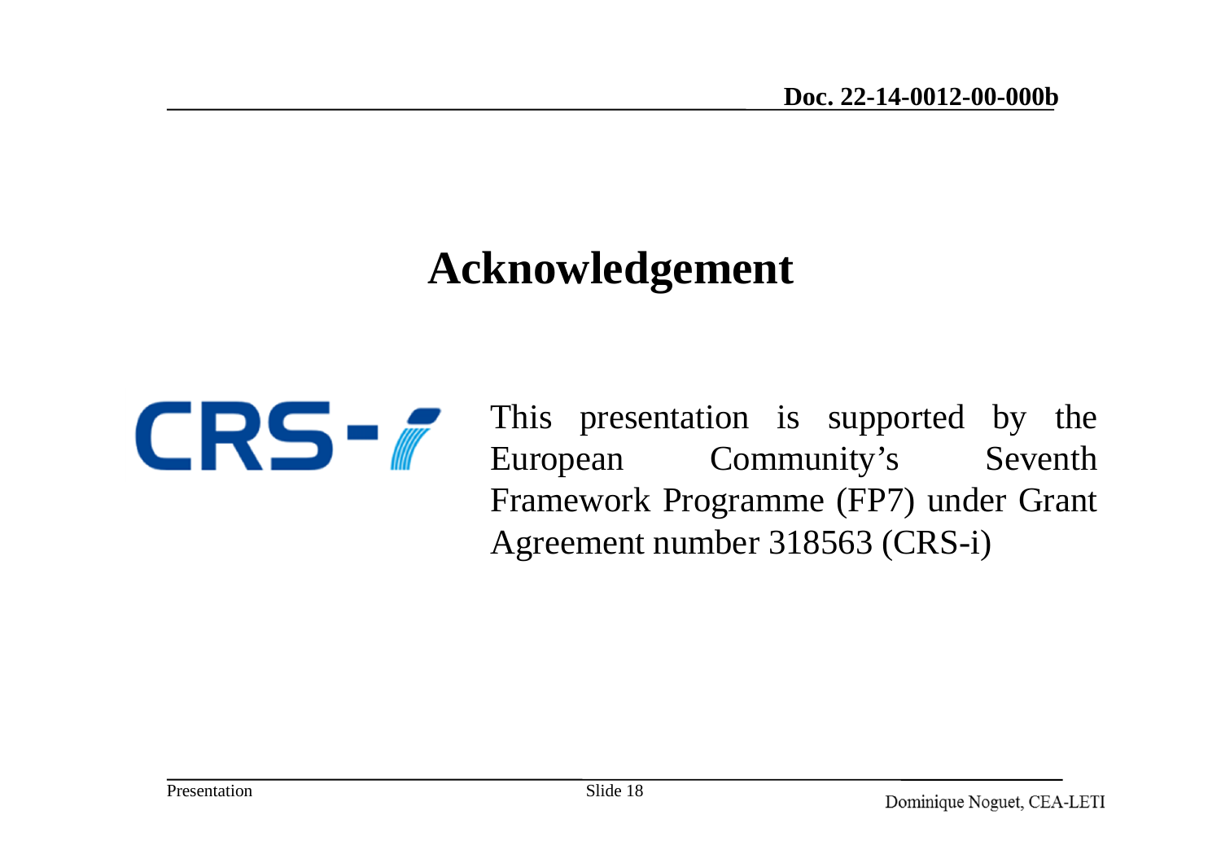# Acknowledgement

This presentation is supported by the European Community's Seventh Framework Programme (FP7) under Grant Agreement number 318563 (CRS-i)